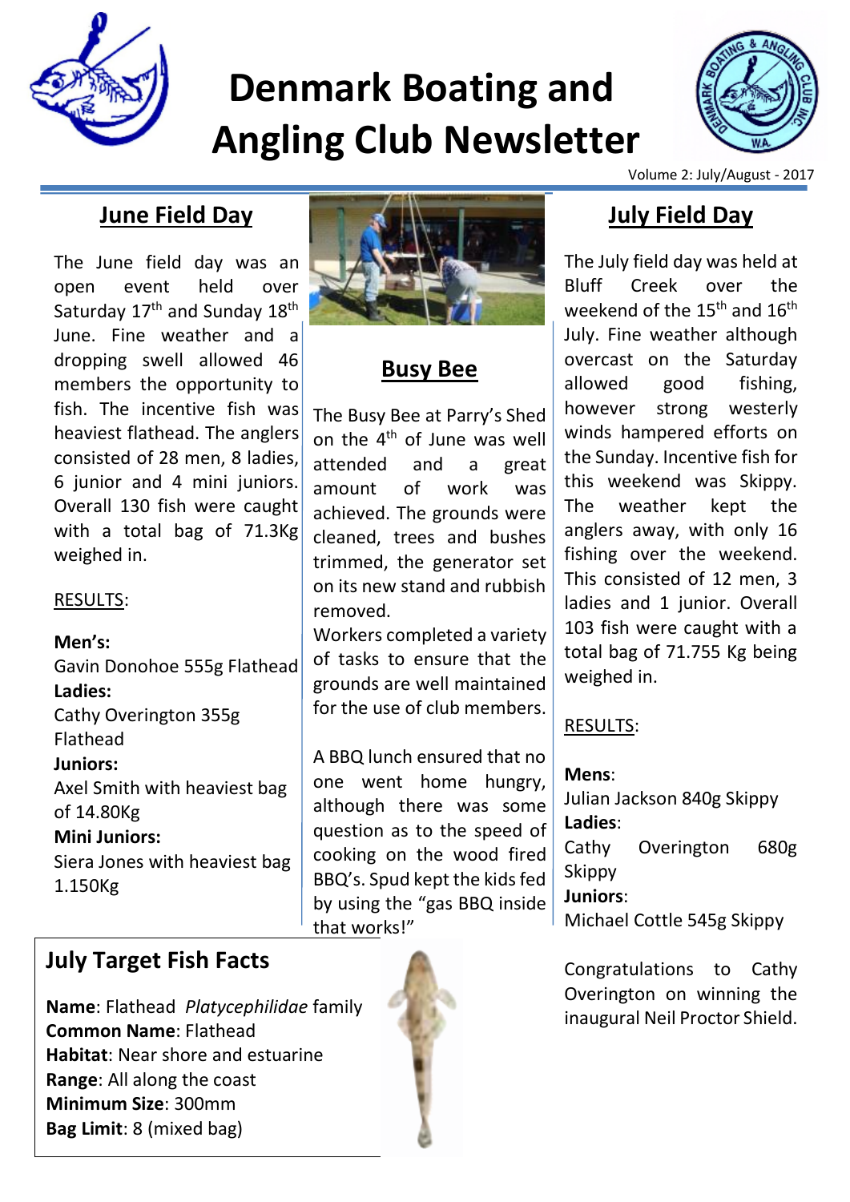# Denmark Boating and Angling Club Newsletter

Volume 2: July/August - 2017

## June Field Day

The June field day was an open event held over Saturday 17th and Sunday 18th June. Fine weather and a dropping swell allowed 46 members the opportunity to fish. The incentive fish was heaviest flathead. The anglers consisted of 28 men, 8 ladies, 6 junior and 4 mini juniors. Overall 130 fish were caught with a total bag of 71.3Kg weighed in.

RESULTS:

**Men's:**
Gavin Donohoe 555g Flathead
**Ladies:**
Cathy Overington 355g Flathead
**Juniors:**
Axel Smith with heaviest bag of 14.80Kg
**Mini Juniors:**
Siera Jones with heaviest bag 1.150Kg

## Busy Bee

The Busy Bee at Parry's Shed on the 4th of June was well attended and a great amount of work was achieved. The grounds were cleaned, trees and bushes trimmed, the generator set on its new stand and rubbish removed.
Workers completed a variety of tasks to ensure that the grounds are well maintained for the use of club members.

A BBQ lunch ensured that no one went home hungry, although there was some question as to the speed of cooking on the wood fired BBQ's. Spud kept the kids fed by using the "gas BBQ inside that works!"

## July Field Day

The July field day was held at Bluff Creek over the weekend of the 15th and 16th July. Fine weather although overcast on the Saturday allowed good fishing, however strong westerly winds hampered efforts on the Sunday. Incentive fish for this weekend was Skippy. The weather kept the anglers away, with only 16 fishing over the weekend. This consisted of 12 men, 3 ladies and 1 junior. Overall 103 fish were caught with a total bag of 71.755 Kg being weighed in.

RESULTS:

**Mens**:
Julian Jackson 840g Skippy
**Ladies**:
Cathy Overington 680g Skippy
**Juniors**:
Michael Cottle 545g Skippy

Congratulations to Cathy Overington on winning the inaugural Neil Proctor Shield.

## July Target Fish Facts

**Name**: Flathead *Platycephilidae* family
**Common Name**: Flathead
**Habitat**: Near shore and estuarine
**Range**: All along the coast
**Minimum Size**: 300mm
**Bag Limit**: 8 (mixed bag)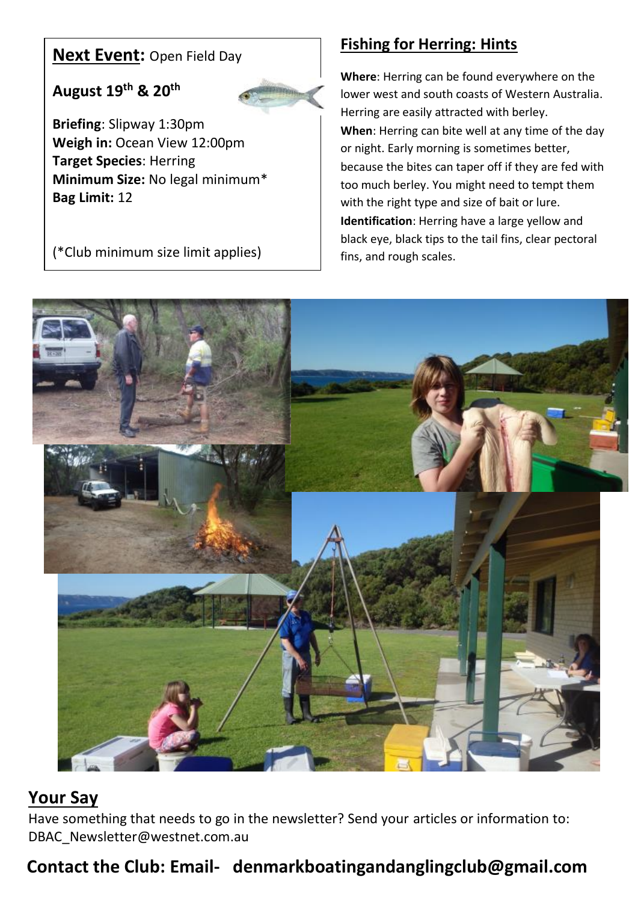## Next Event: Open Field Day

**August 19th & 20th**

**Briefing**: Slipway 1:30pm
**Weigh in:** Ocean View 12:00pm
**Target Species**: Herring
**Minimum Size:** No legal minimum*
**Bag Limit:** 12

(*Club minimum size limit applies)

## Fishing for Herring: Hints

**Where**: Herring can be found everywhere on the lower west and south coasts of Western Australia. Herring are easily attracted with berley.

**When**: Herring can bite well at any time of the day or night. Early morning is sometimes better, because the bites can taper off if they are fed with too much berley. You might need to tempt them with the right type and size of bait or lure.

**Identification**: Herring have a large yellow and black eye, black tips to the tail fins, clear pectoral fins, and rough scales.

## Your Say

Have something that needs to go in the newsletter? Send your articles or information to: DBAC_Newsletter@westnet.com.au

## Contact the Club: Email- denmarkboatingandanglingclub@gmail.com